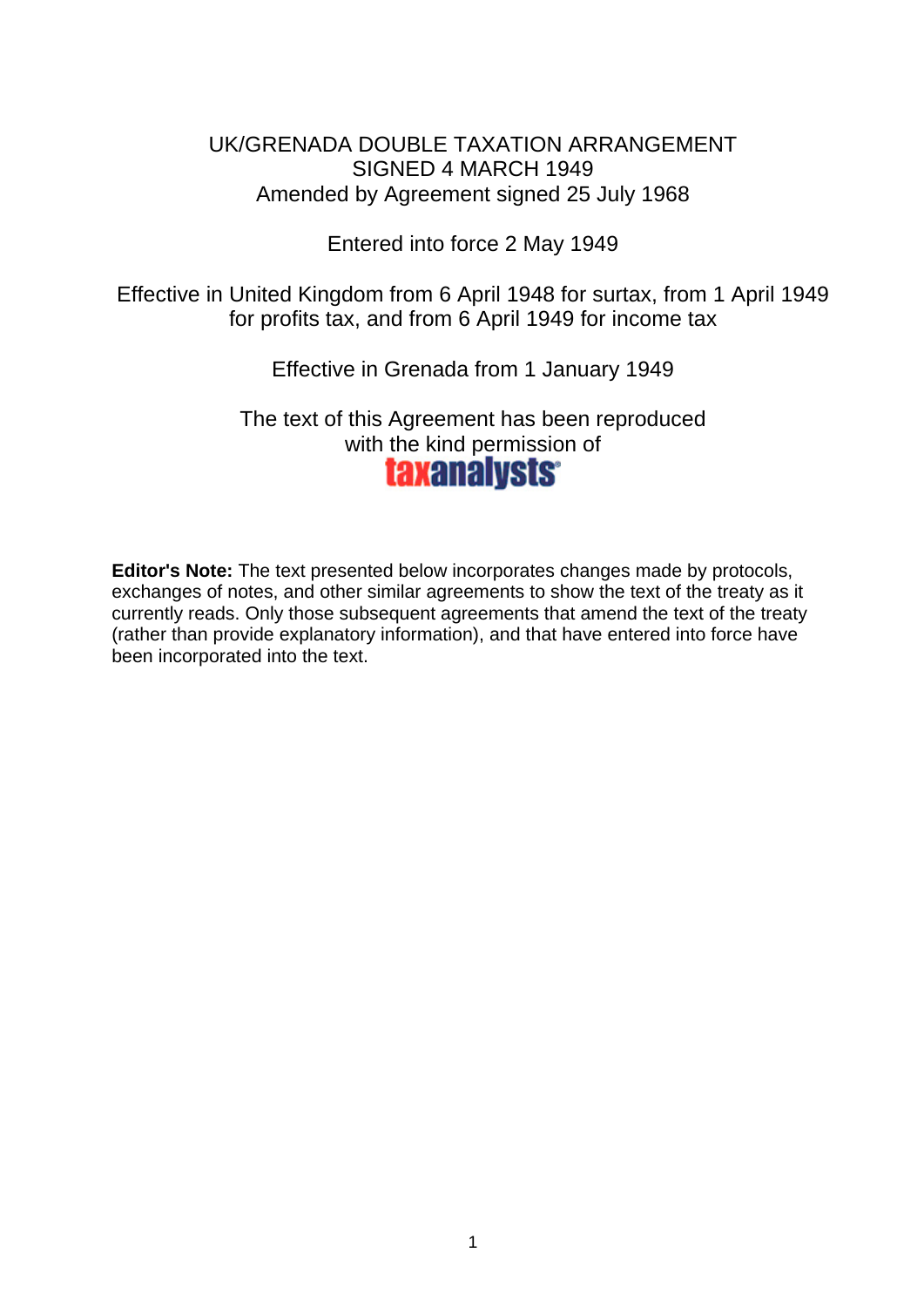# UK/GRENADA DOUBLE TAXATION ARRANGEMENT
## SIGNED 4 MARCH 1949
## Amended by Agreement signed 25 July 1968

Entered into force 2 May 1949

Effective in United Kingdom from 6 April 1948 for surtax, from 1 April 1949 for profits tax, and from 6 April 1949 for income tax

Effective in Grenada from 1 January 1949

The text of this Agreement has been reproduced with the kind permission of taxanalysts

**Editor's Note:** The text presented below incorporates changes made by protocols, exchanges of notes, and other similar agreements to show the text of the treaty as it currently reads. Only those subsequent agreements that amend the text of the treaty (rather than provide explanatory information), and that have entered into force have been incorporated into the text.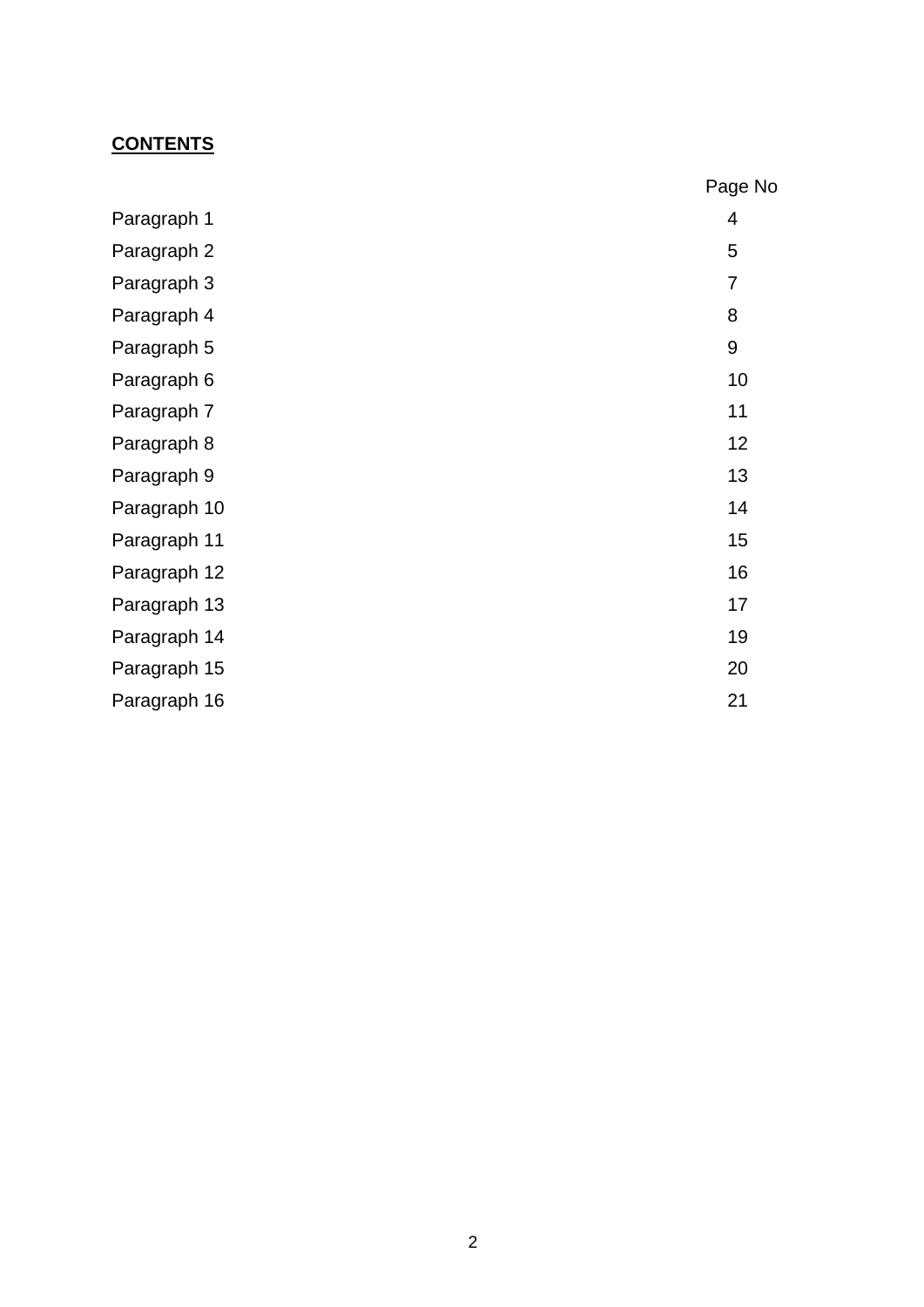**CONTENTS**

| | Page No |
|---|---|
| Paragraph 1 | 4 |
| Paragraph 2 | 5 |
| Paragraph 3 | 7 |
| Paragraph 4 | 8 |
| Paragraph 5 | 9 |
| Paragraph 6 | 10 |
| Paragraph 7 | 11 |
| Paragraph 8 | 12 |
| Paragraph 9 | 13 |
| Paragraph 10 | 14 |
| Paragraph 11 | 15 |
| Paragraph 12 | 16 |
| Paragraph 13 | 17 |
| Paragraph 14 | 19 |
| Paragraph 15 | 20 |
| Paragraph 16 | 21 |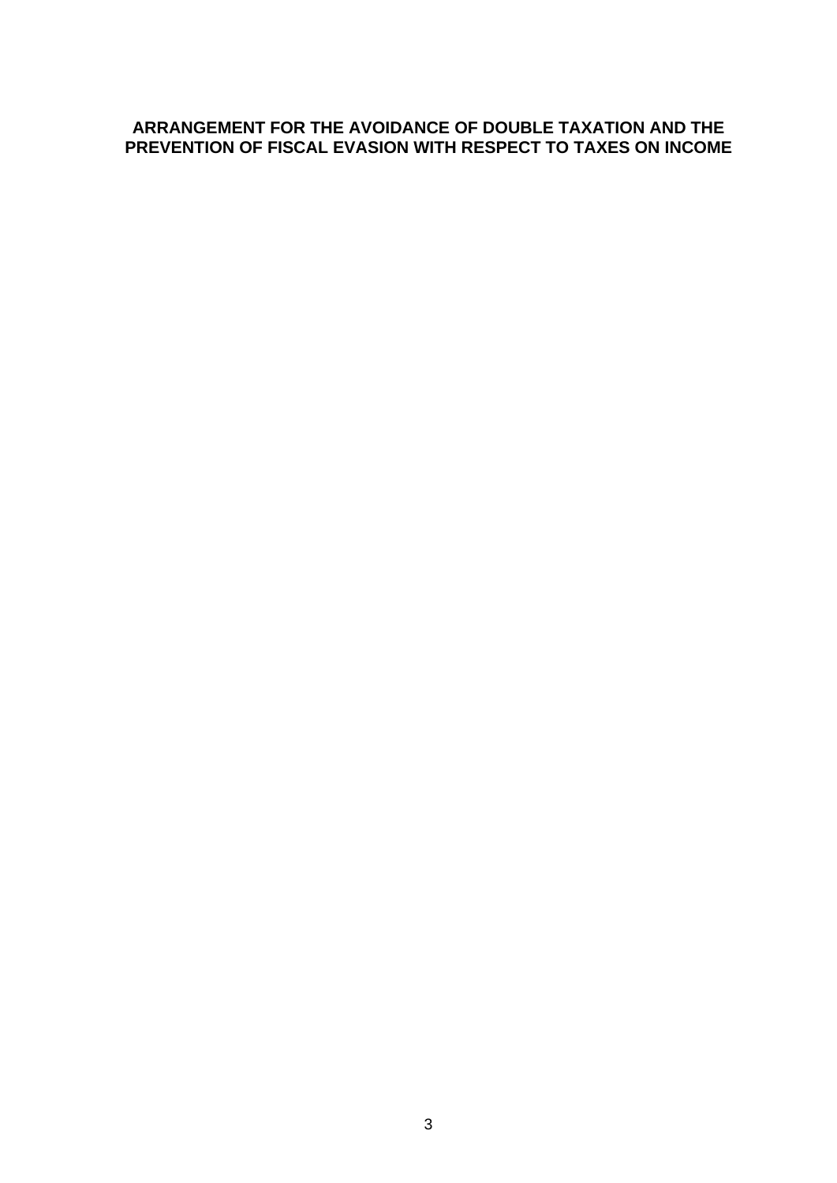# ARRANGEMENT FOR THE AVOIDANCE OF DOUBLE TAXATION AND THE PREVENTION OF FISCAL EVASION WITH RESPECT TO TAXES ON INCOME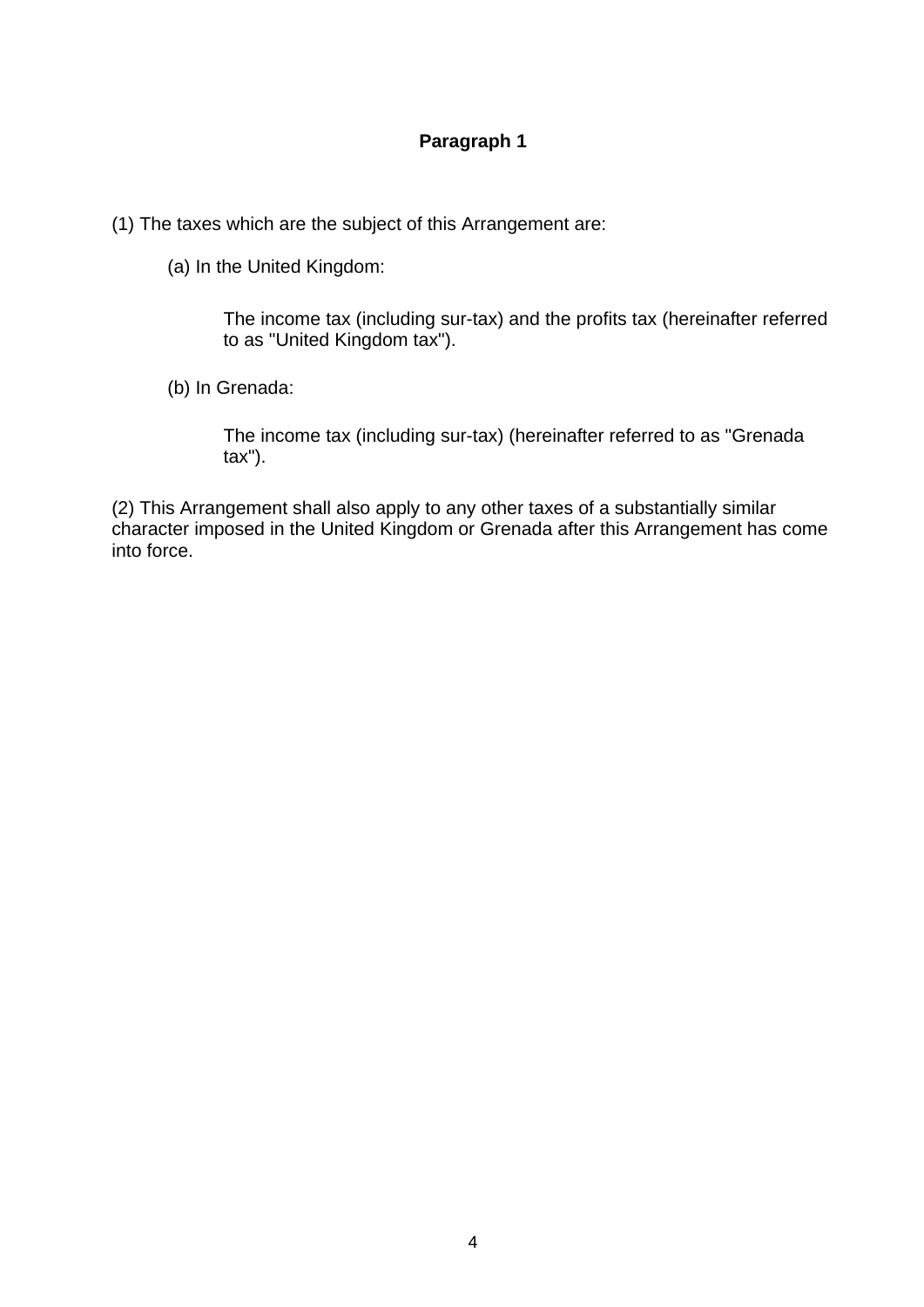**Paragraph 1**

(1) The taxes which are the subject of this Arrangement are:

(a) In the United Kingdom:

The income tax (including sur-tax) and the profits tax (hereinafter referred to as "United Kingdom tax").

(b) In Grenada:

The income tax (including sur-tax) (hereinafter referred to as "Grenada tax").

(2) This Arrangement shall also apply to any other taxes of a substantially similar character imposed in the United Kingdom or Grenada after this Arrangement has come into force.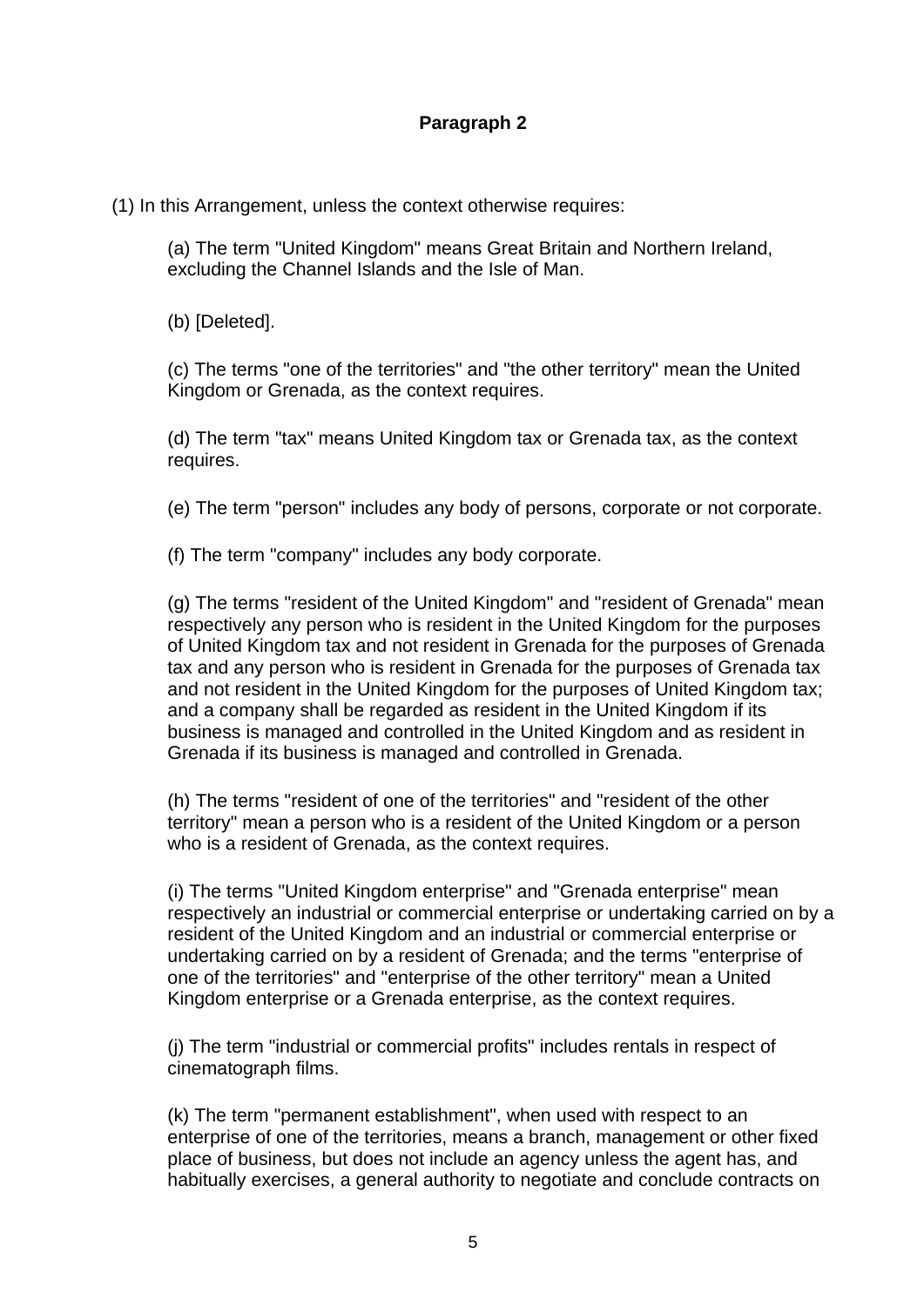**Paragraph 2**

(1) In this Arrangement, unless the context otherwise requires:

(a) The term "United Kingdom" means Great Britain and Northern Ireland, excluding the Channel Islands and the Isle of Man.

(b) [Deleted].

(c) The terms "one of the territories" and "the other territory" mean the United Kingdom or Grenada, as the context requires.

(d) The term "tax" means United Kingdom tax or Grenada tax, as the context requires.

(e) The term "person" includes any body of persons, corporate or not corporate.

(f) The term "company" includes any body corporate.

(g) The terms "resident of the United Kingdom" and "resident of Grenada" mean respectively any person who is resident in the United Kingdom for the purposes of United Kingdom tax and not resident in Grenada for the purposes of Grenada tax and any person who is resident in Grenada for the purposes of Grenada tax and not resident in the United Kingdom for the purposes of United Kingdom tax; and a company shall be regarded as resident in the United Kingdom if its business is managed and controlled in the United Kingdom and as resident in Grenada if its business is managed and controlled in Grenada.

(h) The terms "resident of one of the territories" and "resident of the other territory" mean a person who is a resident of the United Kingdom or a person who is a resident of Grenada, as the context requires.

(i) The terms "United Kingdom enterprise" and "Grenada enterprise" mean respectively an industrial or commercial enterprise or undertaking carried on by a resident of the United Kingdom and an industrial or commercial enterprise or undertaking carried on by a resident of Grenada; and the terms "enterprise of one of the territories" and "enterprise of the other territory" mean a United Kingdom enterprise or a Grenada enterprise, as the context requires.

(j) The term "industrial or commercial profits" includes rentals in respect of cinematograph films.

(k) The term "permanent establishment", when used with respect to an enterprise of one of the territories, means a branch, management or other fixed place of business, but does not include an agency unless the agent has, and habitually exercises, a general authority to negotiate and conclude contracts on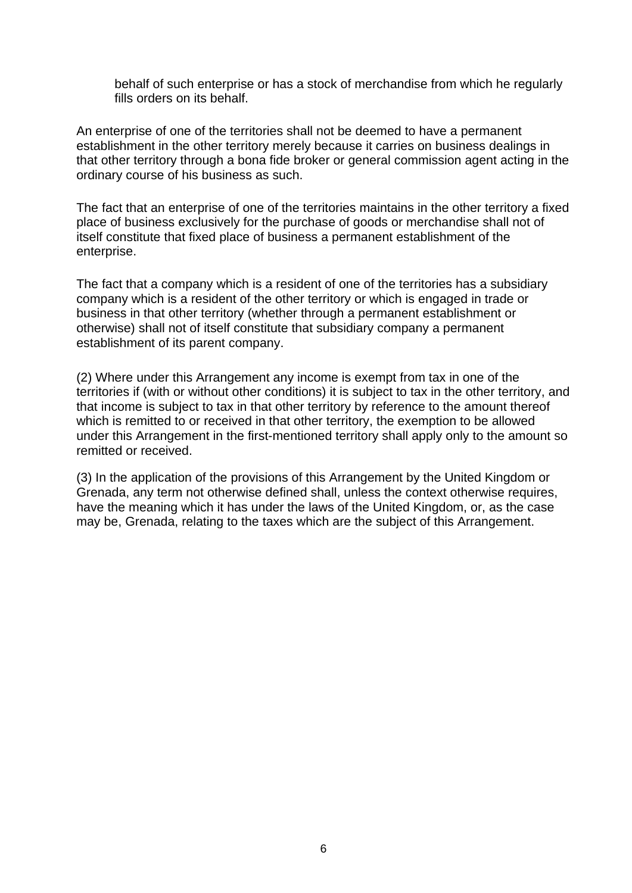behalf of such enterprise or has a stock of merchandise from which he regularly fills orders on its behalf.

An enterprise of one of the territories shall not be deemed to have a permanent establishment in the other territory merely because it carries on business dealings in that other territory through a bona fide broker or general commission agent acting in the ordinary course of his business as such.

The fact that an enterprise of one of the territories maintains in the other territory a fixed place of business exclusively for the purchase of goods or merchandise shall not of itself constitute that fixed place of business a permanent establishment of the enterprise.

The fact that a company which is a resident of one of the territories has a subsidiary company which is a resident of the other territory or which is engaged in trade or business in that other territory (whether through a permanent establishment or otherwise) shall not of itself constitute that subsidiary company a permanent establishment of its parent company.

(2) Where under this Arrangement any income is exempt from tax in one of the territories if (with or without other conditions) it is subject to tax in the other territory, and that income is subject to tax in that other territory by reference to the amount thereof which is remitted to or received in that other territory, the exemption to be allowed under this Arrangement in the first-mentioned territory shall apply only to the amount so remitted or received.

(3) In the application of the provisions of this Arrangement by the United Kingdom or Grenada, any term not otherwise defined shall, unless the context otherwise requires, have the meaning which it has under the laws of the United Kingdom, or, as the case may be, Grenada, relating to the taxes which are the subject of this Arrangement.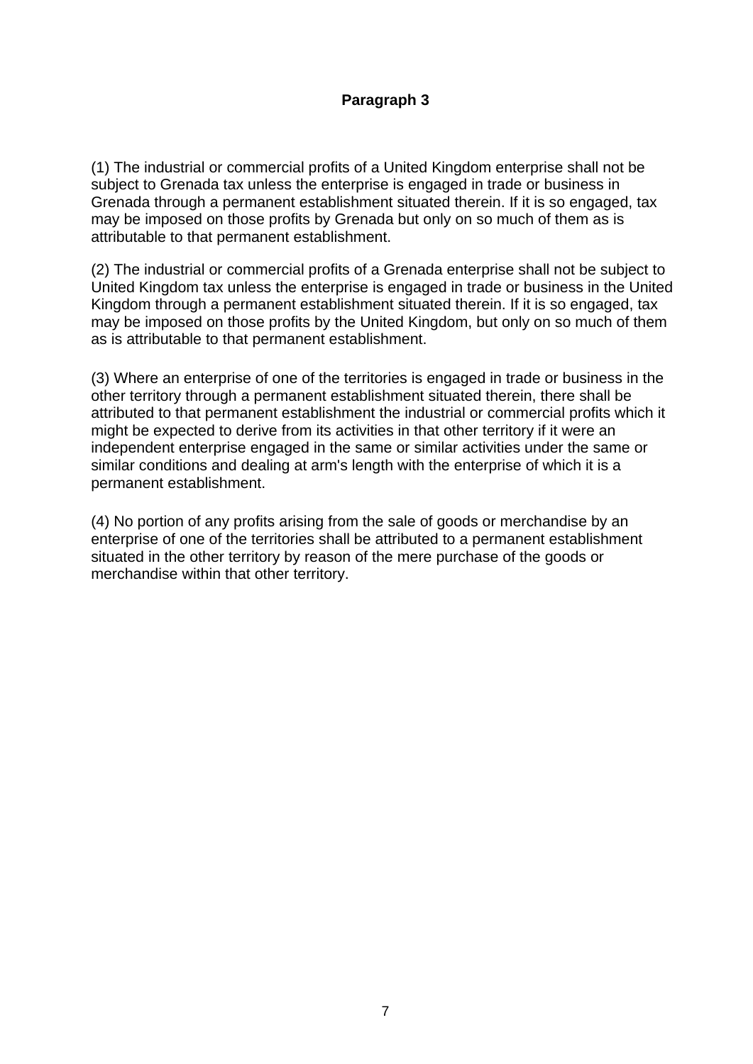**Paragraph 3**

(1) The industrial or commercial profits of a United Kingdom enterprise shall not be subject to Grenada tax unless the enterprise is engaged in trade or business in Grenada through a permanent establishment situated therein. If it is so engaged, tax may be imposed on those profits by Grenada but only on so much of them as is attributable to that permanent establishment.

(2) The industrial or commercial profits of a Grenada enterprise shall not be subject to United Kingdom tax unless the enterprise is engaged in trade or business in the United Kingdom through a permanent establishment situated therein. If it is so engaged, tax may be imposed on those profits by the United Kingdom, but only on so much of them as is attributable to that permanent establishment.

(3) Where an enterprise of one of the territories is engaged in trade or business in the other territory through a permanent establishment situated therein, there shall be attributed to that permanent establishment the industrial or commercial profits which it might be expected to derive from its activities in that other territory if it were an independent enterprise engaged in the same or similar activities under the same or similar conditions and dealing at arm's length with the enterprise of which it is a permanent establishment.

(4) No portion of any profits arising from the sale of goods or merchandise by an enterprise of one of the territories shall be attributed to a permanent establishment situated in the other territory by reason of the mere purchase of the goods or merchandise within that other territory.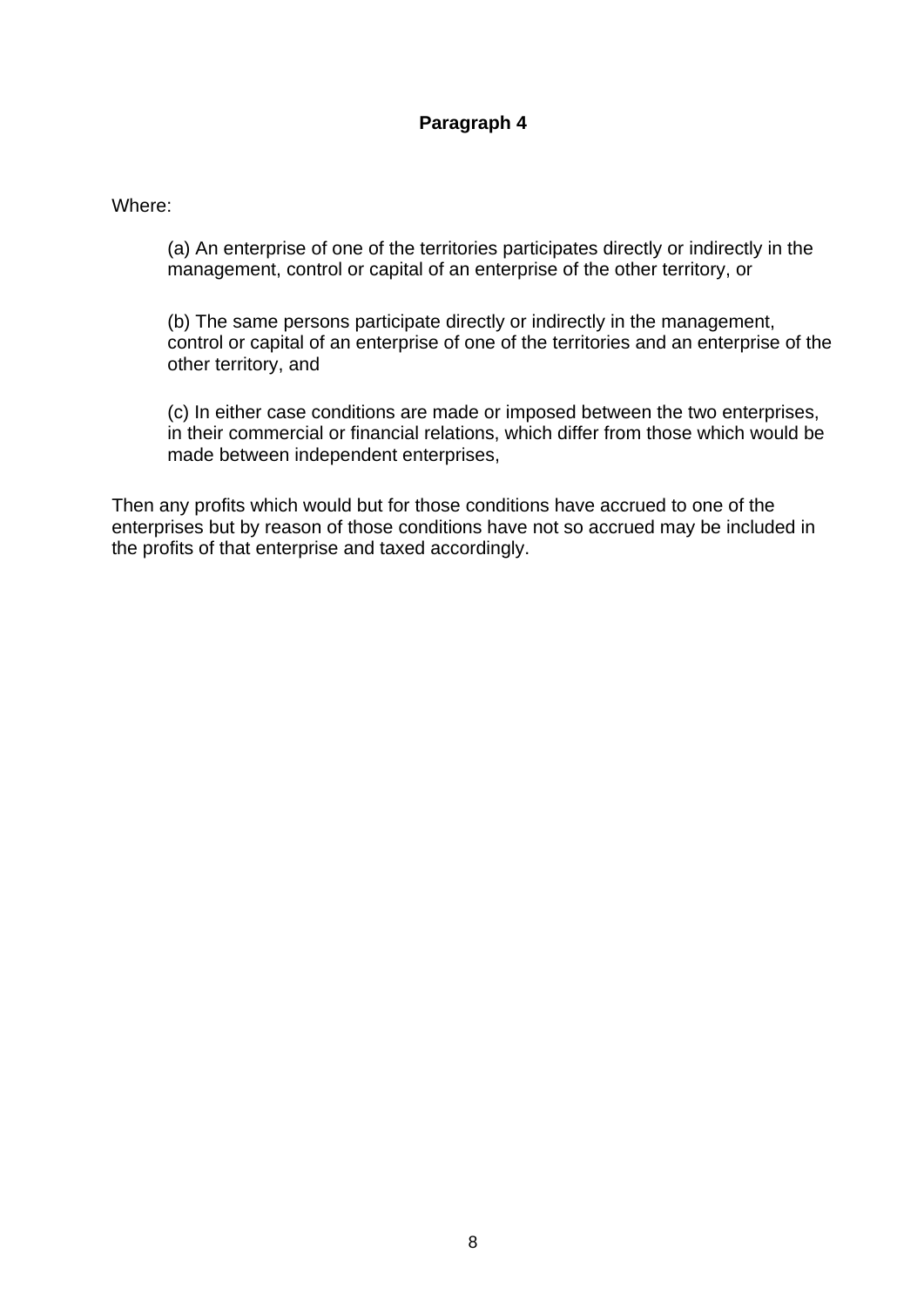## Paragraph 4

Where:

(a) An enterprise of one of the territories participates directly or indirectly in the management, control or capital of an enterprise of the other territory, or

(b) The same persons participate directly or indirectly in the management, control or capital of an enterprise of one of the territories and an enterprise of the other territory, and

(c) In either case conditions are made or imposed between the two enterprises, in their commercial or financial relations, which differ from those which would be made between independent enterprises,

Then any profits which would but for those conditions have accrued to one of the enterprises but by reason of those conditions have not so accrued may be included in the profits of that enterprise and taxed accordingly.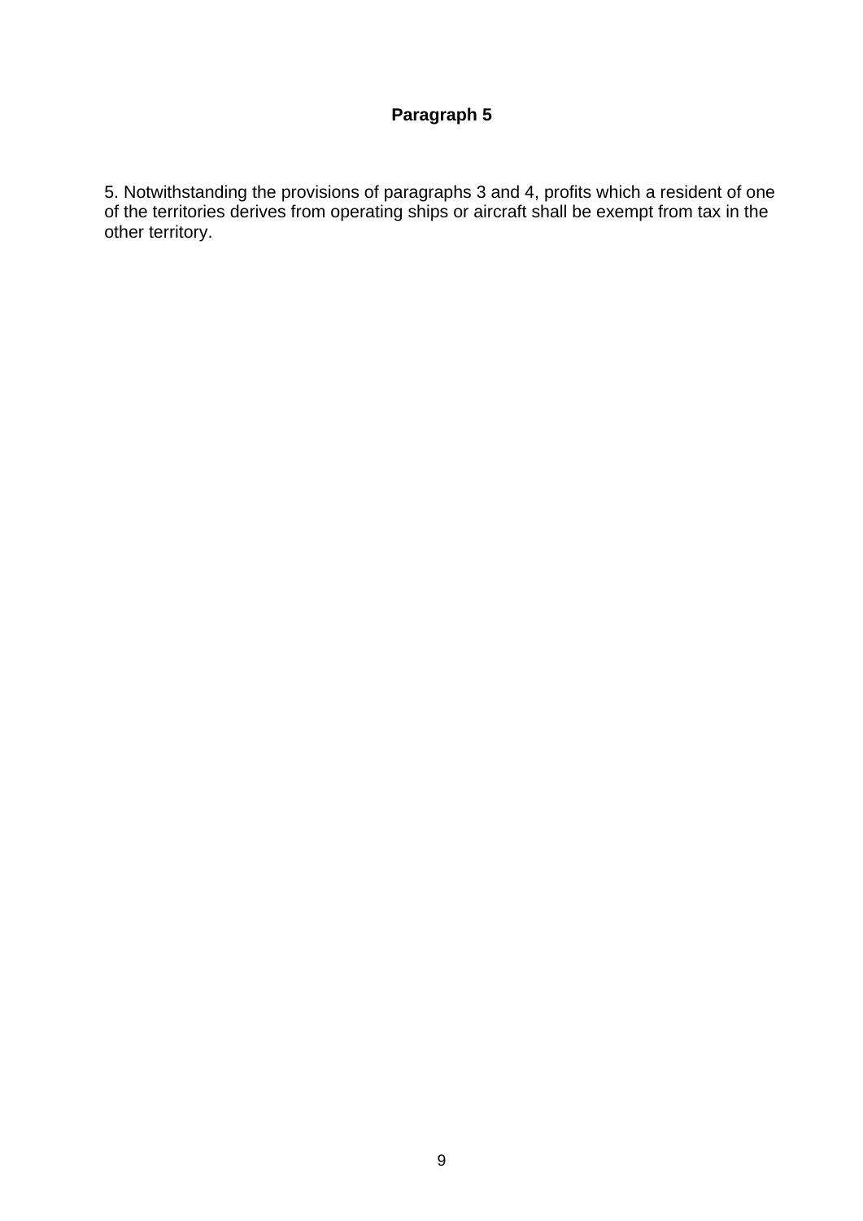## Paragraph 5

5. Notwithstanding the provisions of paragraphs 3 and 4, profits which a resident of one of the territories derives from operating ships or aircraft shall be exempt from tax in the other territory.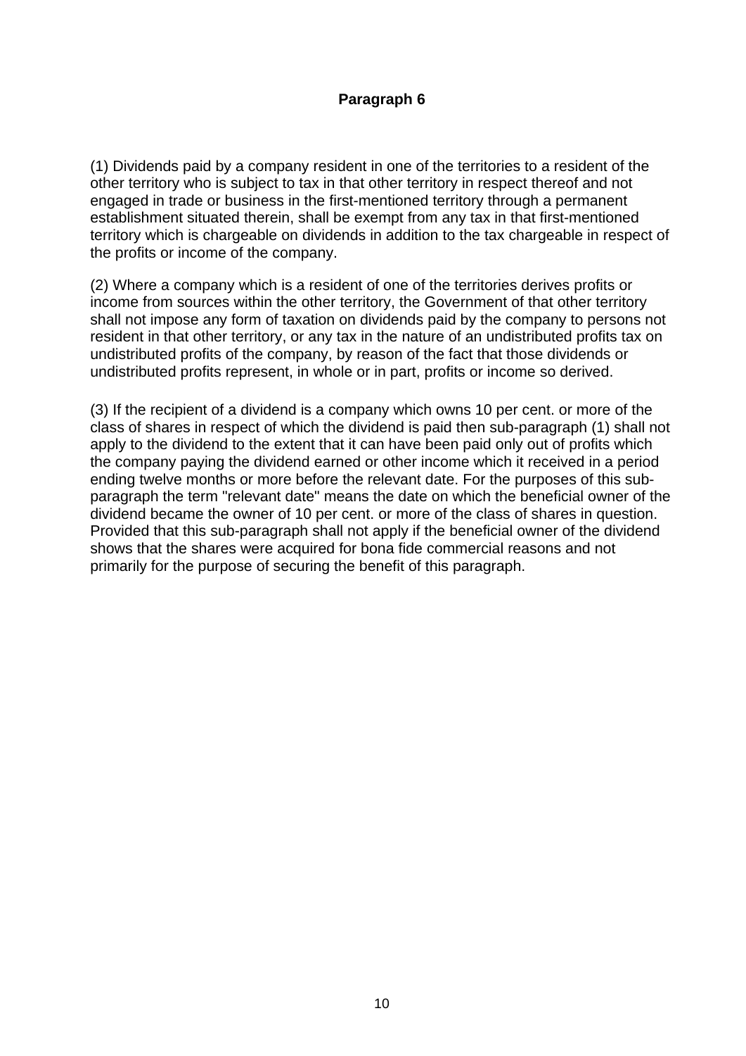## Paragraph 6

(1) Dividends paid by a company resident in one of the territories to a resident of the other territory who is subject to tax in that other territory in respect thereof and not engaged in trade or business in the first-mentioned territory through a permanent establishment situated therein, shall be exempt from any tax in that first-mentioned territory which is chargeable on dividends in addition to the tax chargeable in respect of the profits or income of the company.

(2) Where a company which is a resident of one of the territories derives profits or income from sources within the other territory, the Government of that other territory shall not impose any form of taxation on dividends paid by the company to persons not resident in that other territory, or any tax in the nature of an undistributed profits tax on undistributed profits of the company, by reason of the fact that those dividends or undistributed profits represent, in whole or in part, profits or income so derived.

(3) If the recipient of a dividend is a company which owns 10 per cent. or more of the class of shares in respect of which the dividend is paid then sub-paragraph (1) shall not apply to the dividend to the extent that it can have been paid only out of profits which the company paying the dividend earned or other income which it received in a period ending twelve months or more before the relevant date. For the purposes of this sub-paragraph the term "relevant date" means the date on which the beneficial owner of the dividend became the owner of 10 per cent. or more of the class of shares in question. Provided that this sub-paragraph shall not apply if the beneficial owner of the dividend shows that the shares were acquired for bona fide commercial reasons and not primarily for the purpose of securing the benefit of this paragraph.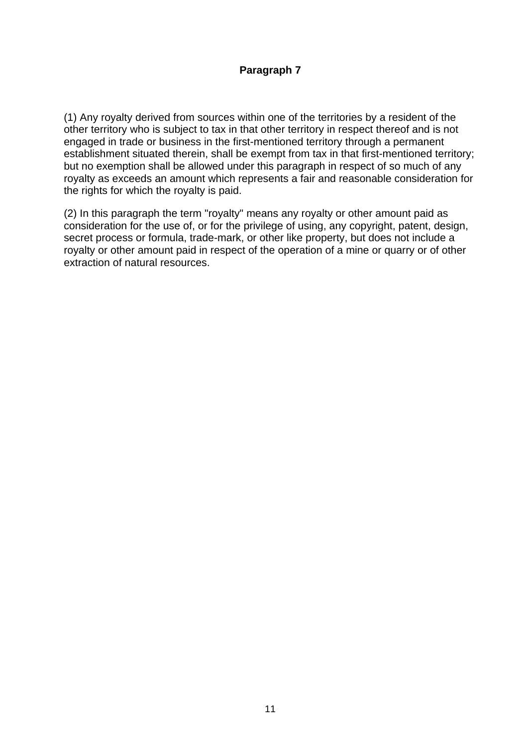### Paragraph 7

(1) Any royalty derived from sources within one of the territories by a resident of the other territory who is subject to tax in that other territory in respect thereof and is not engaged in trade or business in the first-mentioned territory through a permanent establishment situated therein, shall be exempt from tax in that first-mentioned territory; but no exemption shall be allowed under this paragraph in respect of so much of any royalty as exceeds an amount which represents a fair and reasonable consideration for the rights for which the royalty is paid.

(2) In this paragraph the term "royalty" means any royalty or other amount paid as consideration for the use of, or for the privilege of using, any copyright, patent, design, secret process or formula, trade-mark, or other like property, but does not include a royalty or other amount paid in respect of the operation of a mine or quarry or of other extraction of natural resources.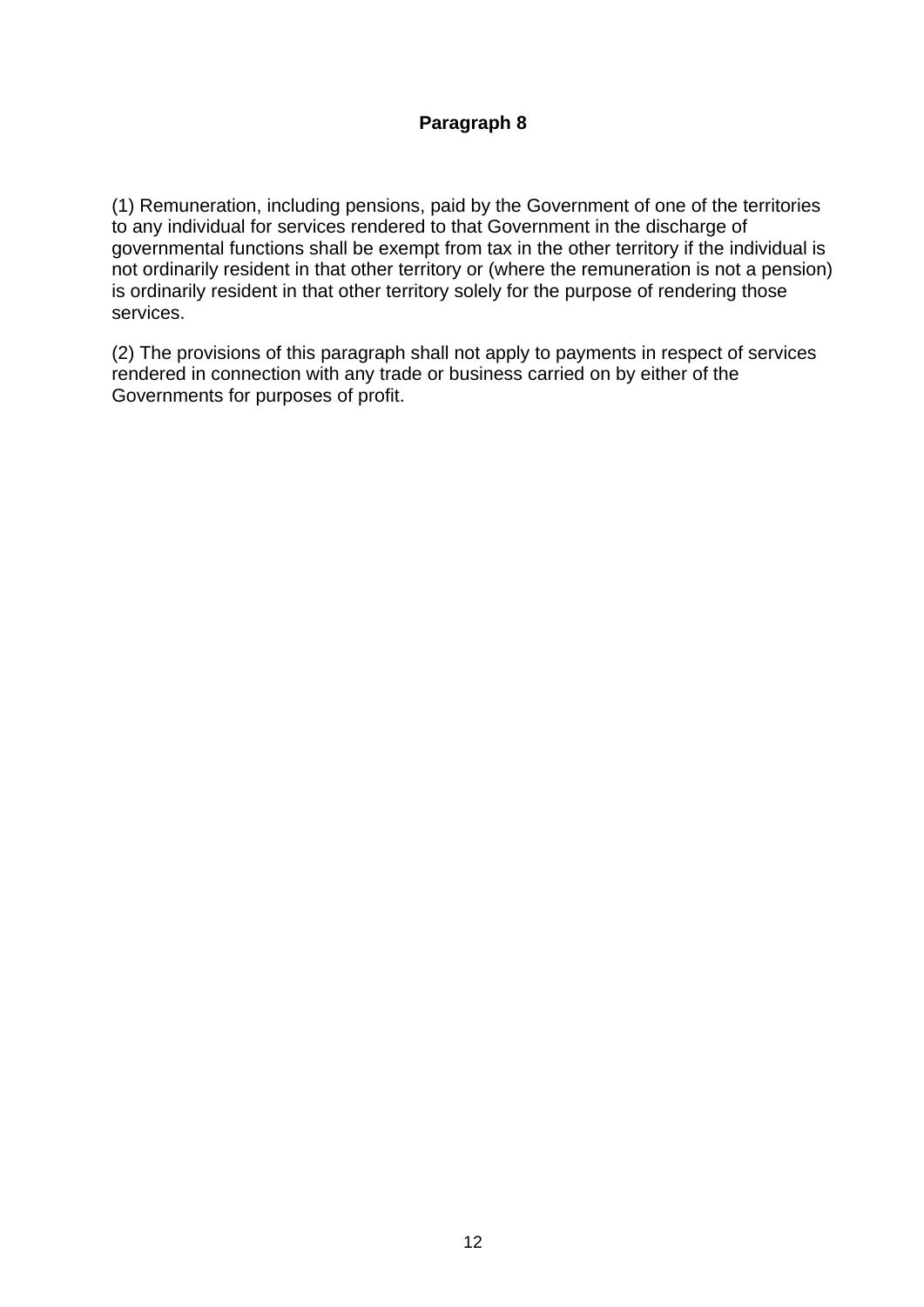## Paragraph 8

(1) Remuneration, including pensions, paid by the Government of one of the territories to any individual for services rendered to that Government in the discharge of governmental functions shall be exempt from tax in the other territory if the individual is not ordinarily resident in that other territory or (where the remuneration is not a pension) is ordinarily resident in that other territory solely for the purpose of rendering those services.

(2) The provisions of this paragraph shall not apply to payments in respect of services rendered in connection with any trade or business carried on by either of the Governments for purposes of profit.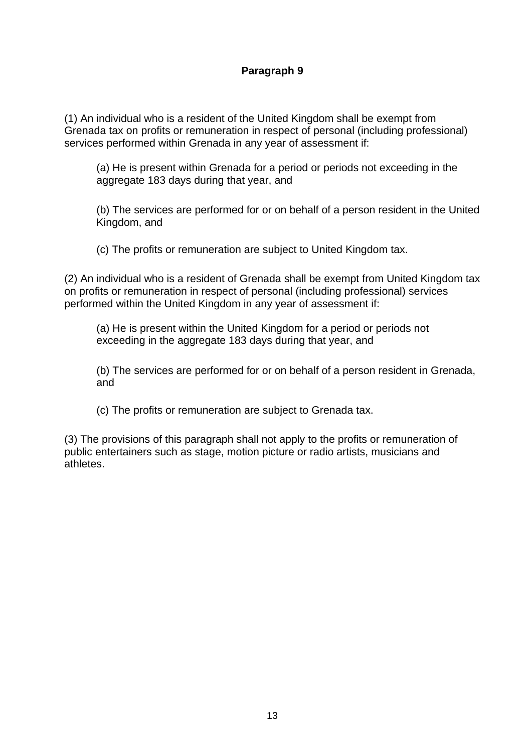## Paragraph 9

(1) An individual who is a resident of the United Kingdom shall be exempt from Grenada tax on profits or remuneration in respect of personal (including professional) services performed within Grenada in any year of assessment if:

> (a) He is present within Grenada for a period or periods not exceeding in the aggregate 183 days during that year, and
>
> (b) The services are performed for or on behalf of a person resident in the United Kingdom, and
>
> (c) The profits or remuneration are subject to United Kingdom tax.

(2) An individual who is a resident of Grenada shall be exempt from United Kingdom tax on profits or remuneration in respect of personal (including professional) services performed within the United Kingdom in any year of assessment if:

> (a) He is present within the United Kingdom for a period or periods not exceeding in the aggregate 183 days during that year, and
>
> (b) The services are performed for or on behalf of a person resident in Grenada, and
>
> (c) The profits or remuneration are subject to Grenada tax.

(3) The provisions of this paragraph shall not apply to the profits or remuneration of public entertainers such as stage, motion picture or radio artists, musicians and athletes.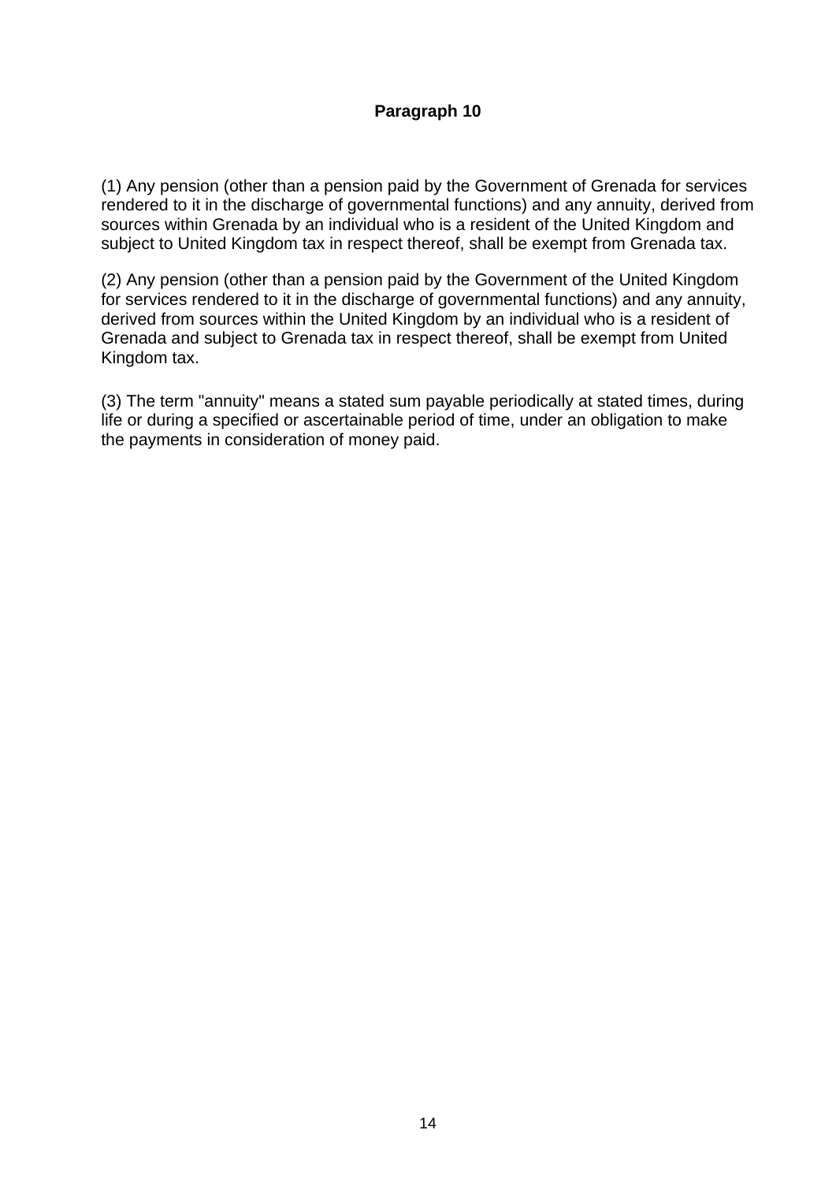## Paragraph 10

(1) Any pension (other than a pension paid by the Government of Grenada for services rendered to it in the discharge of governmental functions) and any annuity, derived from sources within Grenada by an individual who is a resident of the United Kingdom and subject to United Kingdom tax in respect thereof, shall be exempt from Grenada tax.

(2) Any pension (other than a pension paid by the Government of the United Kingdom for services rendered to it in the discharge of governmental functions) and any annuity, derived from sources within the United Kingdom by an individual who is a resident of Grenada and subject to Grenada tax in respect thereof, shall be exempt from United Kingdom tax.

(3) The term "annuity" means a stated sum payable periodically at stated times, during life or during a specified or ascertainable period of time, under an obligation to make the payments in consideration of money paid.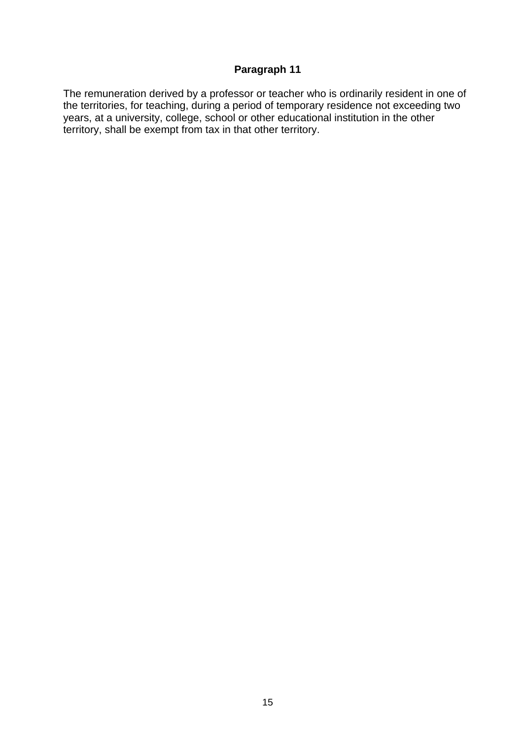## Paragraph 11

The remuneration derived by a professor or teacher who is ordinarily resident in one of the territories, for teaching, during a period of temporary residence not exceeding two years, at a university, college, school or other educational institution in the other territory, shall be exempt from tax in that other territory.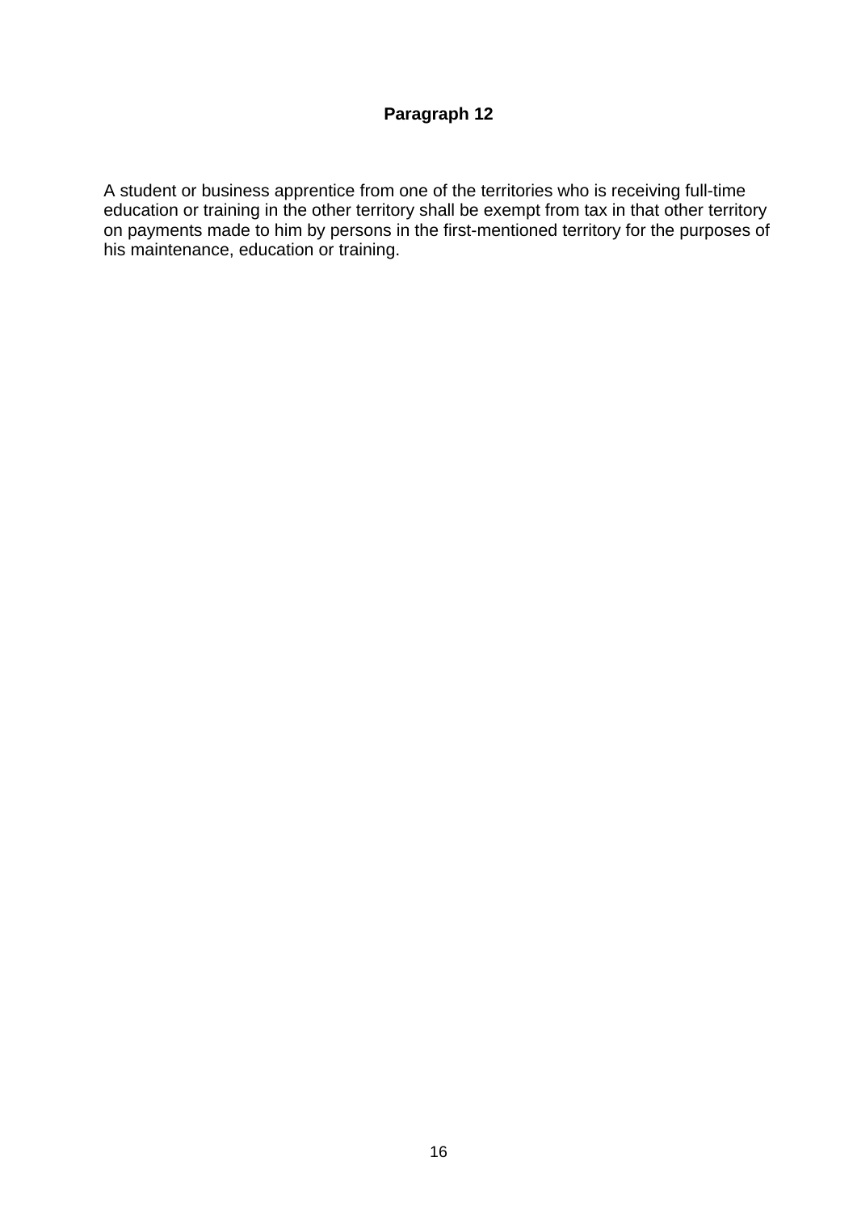## Paragraph 12

A student or business apprentice from one of the territories who is receiving full-time education or training in the other territory shall be exempt from tax in that other territory on payments made to him by persons in the first-mentioned territory for the purposes of his maintenance, education or training.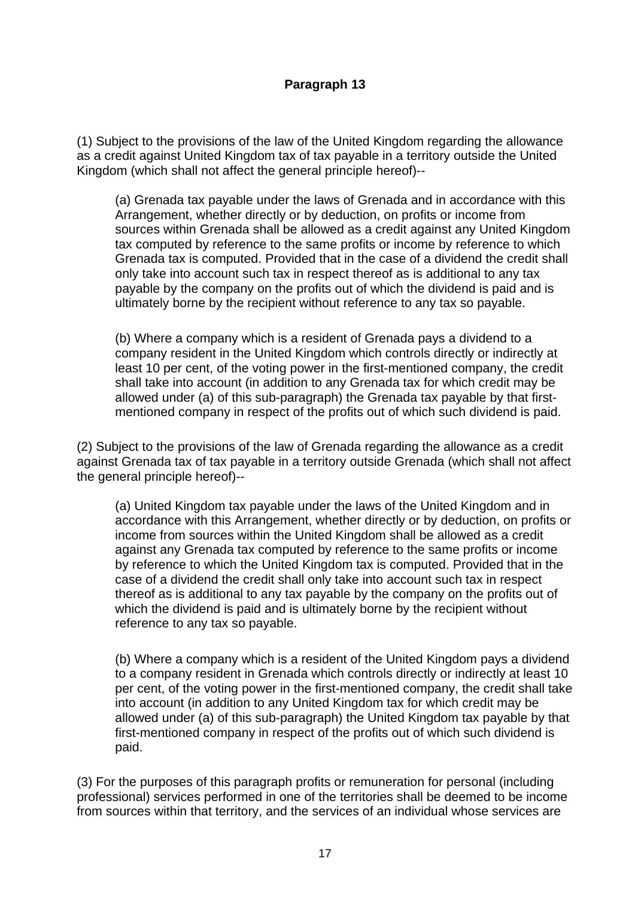## Paragraph 13

(1) Subject to the provisions of the law of the United Kingdom regarding the allowance as a credit against United Kingdom tax of tax payable in a territory outside the United Kingdom (which shall not affect the general principle hereof)--

(a) Grenada tax payable under the laws of Grenada and in accordance with this Arrangement, whether directly or by deduction, on profits or income from sources within Grenada shall be allowed as a credit against any United Kingdom tax computed by reference to the same profits or income by reference to which Grenada tax is computed. Provided that in the case of a dividend the credit shall only take into account such tax in respect thereof as is additional to any tax payable by the company on the profits out of which the dividend is paid and is ultimately borne by the recipient without reference to any tax so payable.

(b) Where a company which is a resident of Grenada pays a dividend to a company resident in the United Kingdom which controls directly or indirectly at least 10 per cent, of the voting power in the first-mentioned company, the credit shall take into account (in addition to any Grenada tax for which credit may be allowed under (a) of this sub-paragraph) the Grenada tax payable by that first-mentioned company in respect of the profits out of which such dividend is paid.

(2) Subject to the provisions of the law of Grenada regarding the allowance as a credit against Grenada tax of tax payable in a territory outside Grenada (which shall not affect the general principle hereof)--

(a) United Kingdom tax payable under the laws of the United Kingdom and in accordance with this Arrangement, whether directly or by deduction, on profits or income from sources within the United Kingdom shall be allowed as a credit against any Grenada tax computed by reference to the same profits or income by reference to which the United Kingdom tax is computed. Provided that in the case of a dividend the credit shall only take into account such tax in respect thereof as is additional to any tax payable by the company on the profits out of which the dividend is paid and is ultimately borne by the recipient without reference to any tax so payable.

(b) Where a company which is a resident of the United Kingdom pays a dividend to a company resident in Grenada which controls directly or indirectly at least 10 per cent, of the voting power in the first-mentioned company, the credit shall take into account (in addition to any United Kingdom tax for which credit may be allowed under (a) of this sub-paragraph) the United Kingdom tax payable by that first-mentioned company in respect of the profits out of which such dividend is paid.

(3) For the purposes of this paragraph profits or remuneration for personal (including professional) services performed in one of the territories shall be deemed to be income from sources within that territory, and the services of an individual whose services are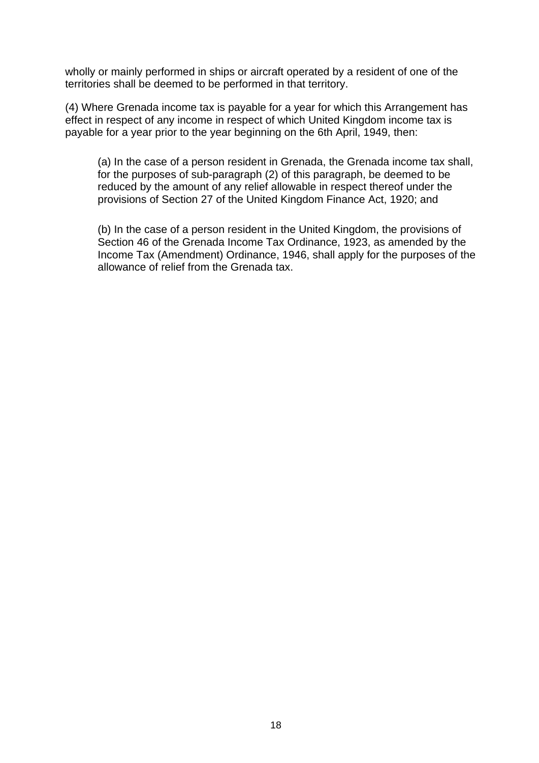wholly or mainly performed in ships or aircraft operated by a resident of one of the territories shall be deemed to be performed in that territory.

(4) Where Grenada income tax is payable for a year for which this Arrangement has effect in respect of any income in respect of which United Kingdom income tax is payable for a year prior to the year beginning on the 6th April, 1949, then:

> (a) In the case of a person resident in Grenada, the Grenada income tax shall, for the purposes of sub-paragraph (2) of this paragraph, be deemed to be reduced by the amount of any relief allowable in respect thereof under the provisions of Section 27 of the United Kingdom Finance Act, 1920; and
>
> (b) In the case of a person resident in the United Kingdom, the provisions of Section 46 of the Grenada Income Tax Ordinance, 1923, as amended by the Income Tax (Amendment) Ordinance, 1946, shall apply for the purposes of the allowance of relief from the Grenada tax.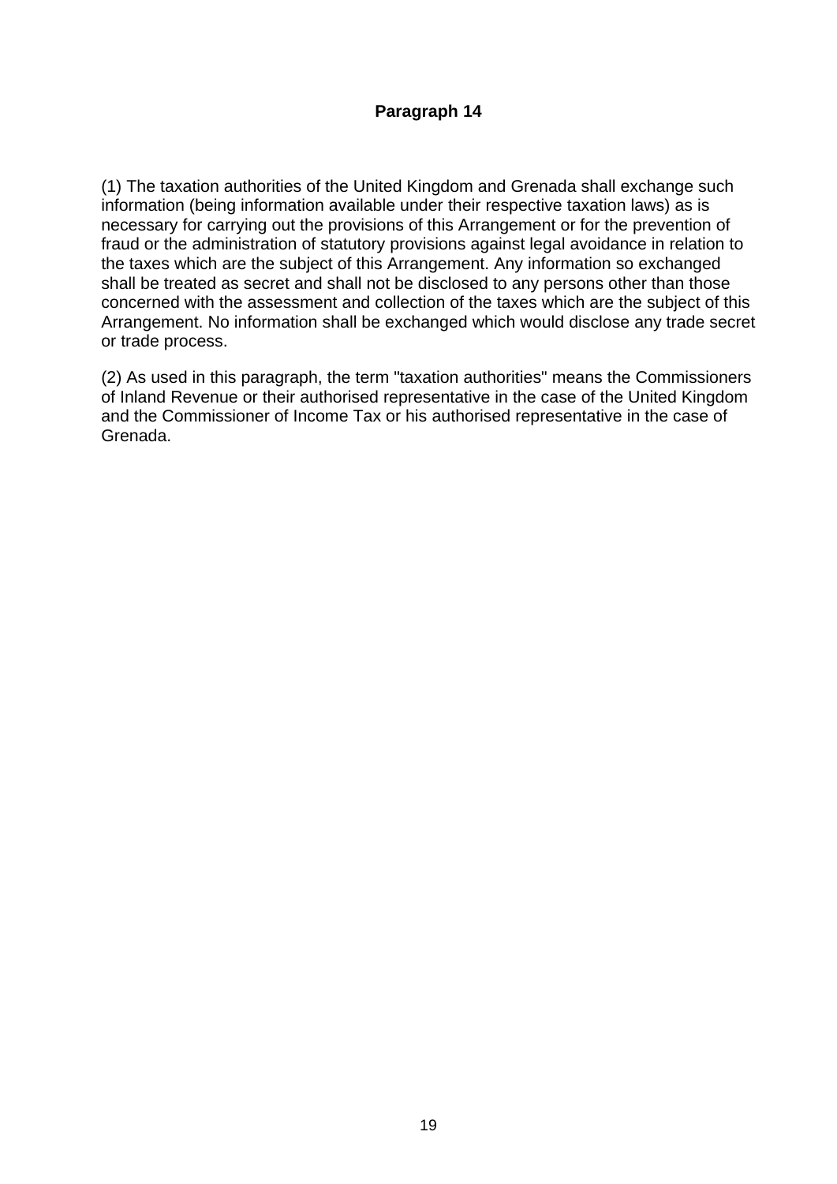## Paragraph 14

(1) The taxation authorities of the United Kingdom and Grenada shall exchange such information (being information available under their respective taxation laws) as is necessary for carrying out the provisions of this Arrangement or for the prevention of fraud or the administration of statutory provisions against legal avoidance in relation to the taxes which are the subject of this Arrangement. Any information so exchanged shall be treated as secret and shall not be disclosed to any persons other than those concerned with the assessment and collection of the taxes which are the subject of this Arrangement. No information shall be exchanged which would disclose any trade secret or trade process.

(2) As used in this paragraph, the term "taxation authorities" means the Commissioners of Inland Revenue or their authorised representative in the case of the United Kingdom and the Commissioner of Income Tax or his authorised representative in the case of Grenada.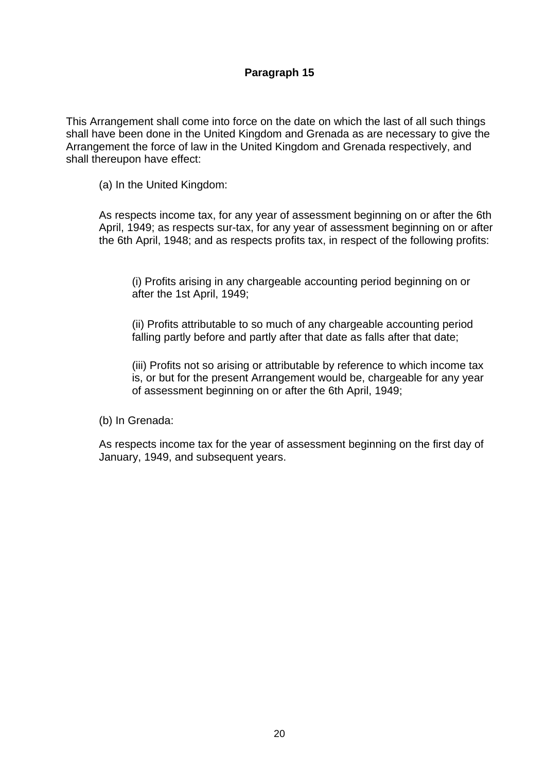**Paragraph 15**

This Arrangement shall come into force on the date on which the last of all such things shall have been done in the United Kingdom and Grenada as are necessary to give the Arrangement the force of law in the United Kingdom and Grenada respectively, and shall thereupon have effect:

(a) In the United Kingdom:

As respects income tax, for any year of assessment beginning on or after the 6th April, 1949; as respects sur-tax, for any year of assessment beginning on or after the 6th April, 1948; and as respects profits tax, in respect of the following profits:

(i) Profits arising in any chargeable accounting period beginning on or after the 1st April, 1949;

(ii) Profits attributable to so much of any chargeable accounting period falling partly before and partly after that date as falls after that date;

(iii) Profits not so arising or attributable by reference to which income tax is, or but for the present Arrangement would be, chargeable for any year of assessment beginning on or after the 6th April, 1949;

(b) In Grenada:

As respects income tax for the year of assessment beginning on the first day of January, 1949, and subsequent years.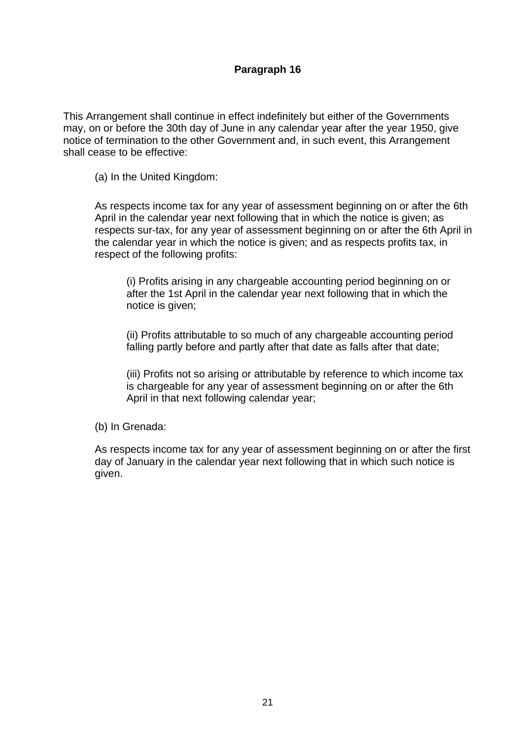**Paragraph 16**

This Arrangement shall continue in effect indefinitely but either of the Governments may, on or before the 30th day of June in any calendar year after the year 1950, give notice of termination to the other Government and, in such event, this Arrangement shall cease to be effective:

(a) In the United Kingdom:

As respects income tax for any year of assessment beginning on or after the 6th April in the calendar year next following that in which the notice is given; as respects sur-tax, for any year of assessment beginning on or after the 6th April in the calendar year in which the notice is given; and as respects profits tax, in respect of the following profits:

(i) Profits arising in any chargeable accounting period beginning on or after the 1st April in the calendar year next following that in which the notice is given;

(ii) Profits attributable to so much of any chargeable accounting period falling partly before and partly after that date as falls after that date;

(iii) Profits not so arising or attributable by reference to which income tax is chargeable for any year of assessment beginning on or after the 6th April in that next following calendar year;

(b) In Grenada:

As respects income tax for any year of assessment beginning on or after the first day of January in the calendar year next following that in which such notice is given.